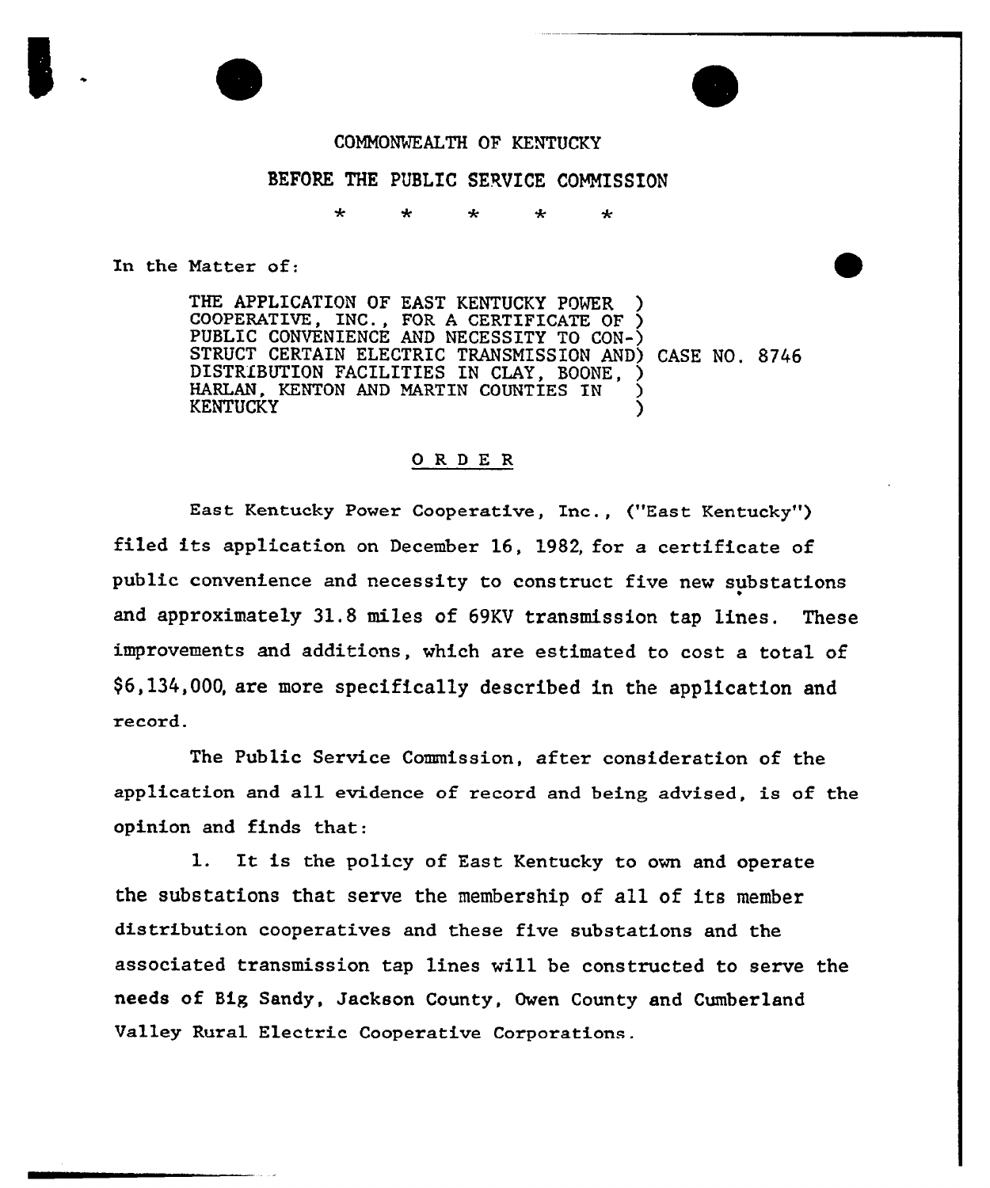COMMONWEALTH OF KENTUCKY

BEFORE THE PUBLIC SERVICE COMMISSION

\* \* \* \* \*

In the Matter of:

THE APPLICATION OF EAST KENTUCKY POWER COOPERATIVE, INC., FOR A CERTIFICATE OF PUBLIC CONVENIENCE AND NECESSITY TO CONSTRUCT CERTAIN ELECTRIC TRANSMISSION AND DISTRIBUTION FACILITIES IN CLAY, BOONE, HARLAN, KENTON AND MARTIN COUNTIES IN KENTUCKY ) CASE NO. 8746

## ORDER

East Kentucky Power Cooperative, Inc., ("East Kentucky") filed its application on December 16, 1982, for a certificate of public convenience and necessity to construct five new substations and approximately 31.8 miles of 69KV transmission tap lines. These improvements and additions, which are estimated to cost a total of $6,134,000, are more specifically described in the application and record.

The Public Service Commission, after consideration of the application and all evidence of record and being advised, is of the opinion and finds that:

1. It is the policy of East Kentucky to own and operate the substations that serve the membership of all of its member distribution cooperatives and these five substations and the associated transmission tap lines will be constructed to serve the needs of Big Sandy, Jackson County, Owen County and Cumberland Valley Rural Electric Cooperative Corporations.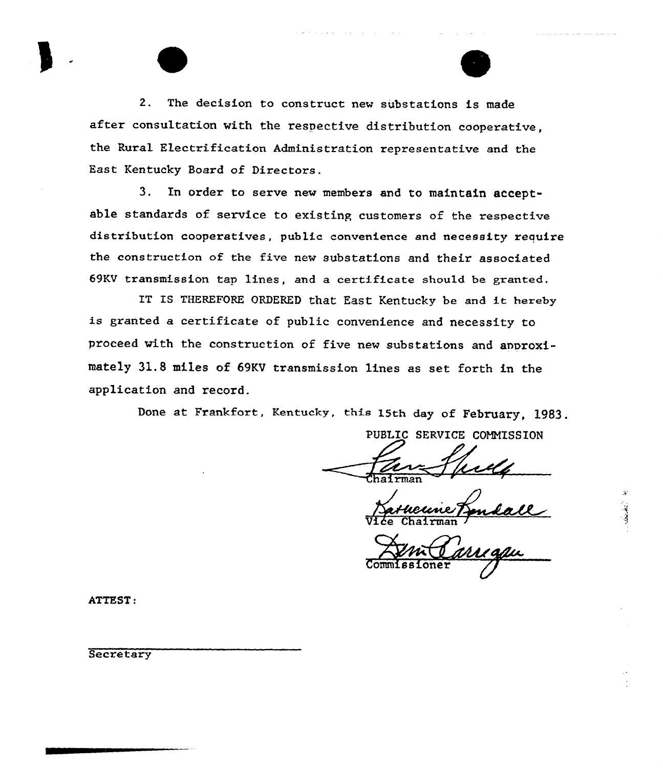2. The decision to construct new substations is made after consultation with the respective distribution cooperative, the Rural Electrification Administration representative and the East Kentucky Board of Directors.

3. In order to serve new members and to maintain acceptable standards of service to existing customers of the respective distribution cooperatives, public convenience and necessity require the construction of the five new substations and their associated 69KV transmission tap lines, and a certificate should be granted.

IT IS THEREFORE ORDERED that East Kentucky be and it hereby is granted a certificate of public convenience and necessity to proceed with the construction of five new substations and approximately 31.8 miles of 69KV transmission lines as set forth in the application and record.

Done at Frankfort, Kentucky, this 15th day of February, 1983.

PUBLIC SERVICE COMMISSION

Chairman

Vice Chairman

Commissioner

ATTEST:

Secretary